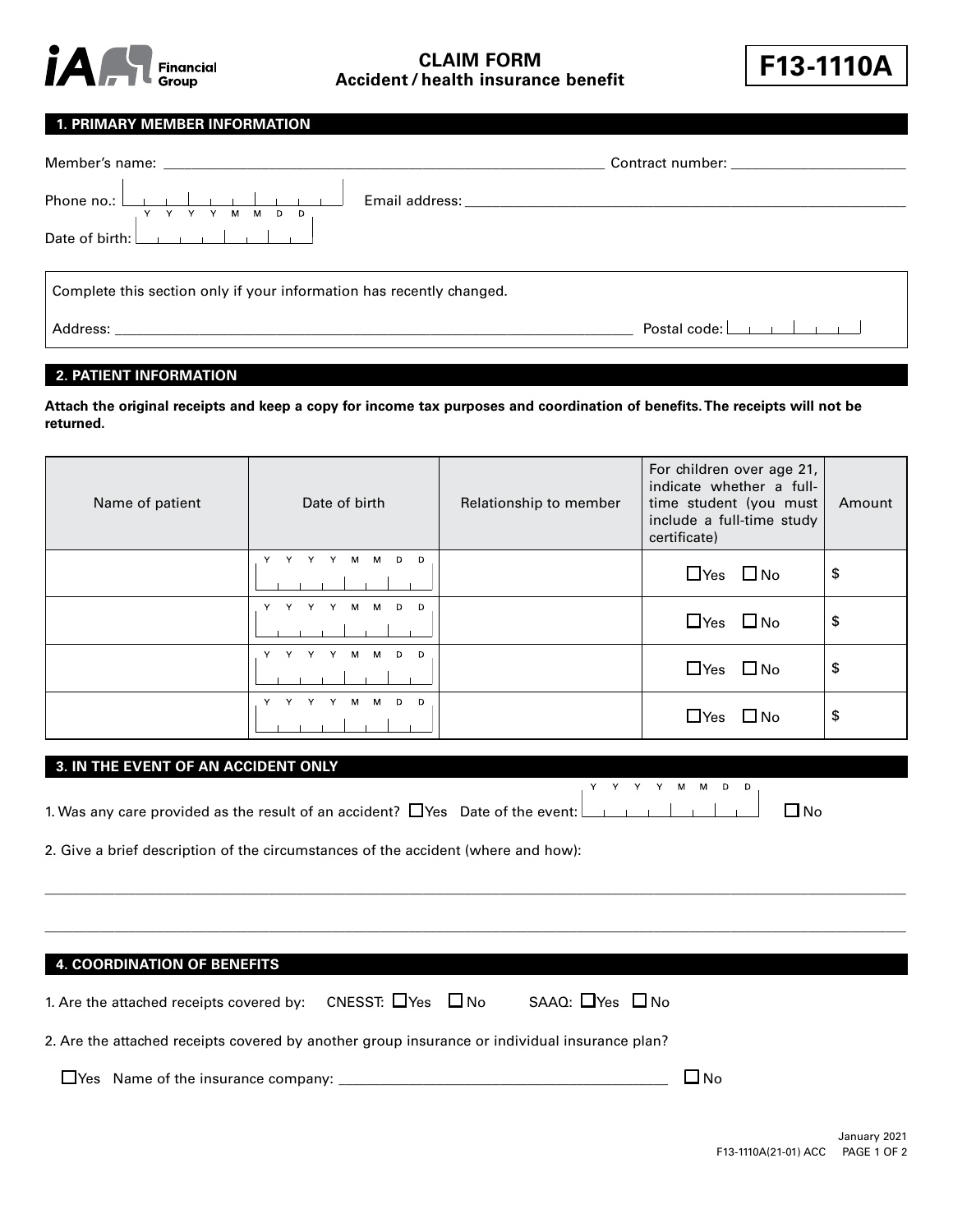iA Financial Group

# CLAIM FORM
## Accident / health insurance benefit

**F13-1110A**

## 1. PRIMARY MEMBER INFORMATION

Member's name: ______________________ Contract number: ______________________

Phone no.: ______________________ Email address: ______________________

Date of birth: Y Y Y Y M M D D

Complete this section only if your information has recently changed.

Address: ______________________ Postal code: ______________________

## 2. PATIENT INFORMATION

**Attach the original receipts and keep a copy for income tax purposes and coordination of benefits. The receipts will not be returned.**

| Name of patient | Date of birth | Relationship to member | For children over age 21, indicate whether a full-time student (you must include a full-time study certificate) | Amount |
|---|---|---|---|---|
| | Y Y Y Y M M D D | | ☐ Yes ☐ No | $ |
| | Y Y Y Y M M D D | | ☐ Yes ☐ No | $ |
| | Y Y Y Y M M D D | | ☐ Yes ☐ No | $ |
| | Y Y Y Y M M D D | | ☐ Yes ☐ No | $ |

## 3. IN THE EVENT OF AN ACCIDENT ONLY

1. Was any care provided as the result of an accident? ☐ Yes Date of the event: Y Y Y Y M M D D ☐ No

2. Give a brief description of the circumstances of the accident (where and how):

______________________________________________________________________

______________________________________________________________________

## 4. COORDINATION OF BENEFITS

1. Are the attached receipts covered by: CNESST: ☐ Yes ☐ No SAAQ: ☐ Yes ☐ No

2. Are the attached receipts covered by another group insurance or individual insurance plan?

☐ Yes Name of the insurance company: ______________________ ☐ No

January 2021

F13-1110A(21-01) ACC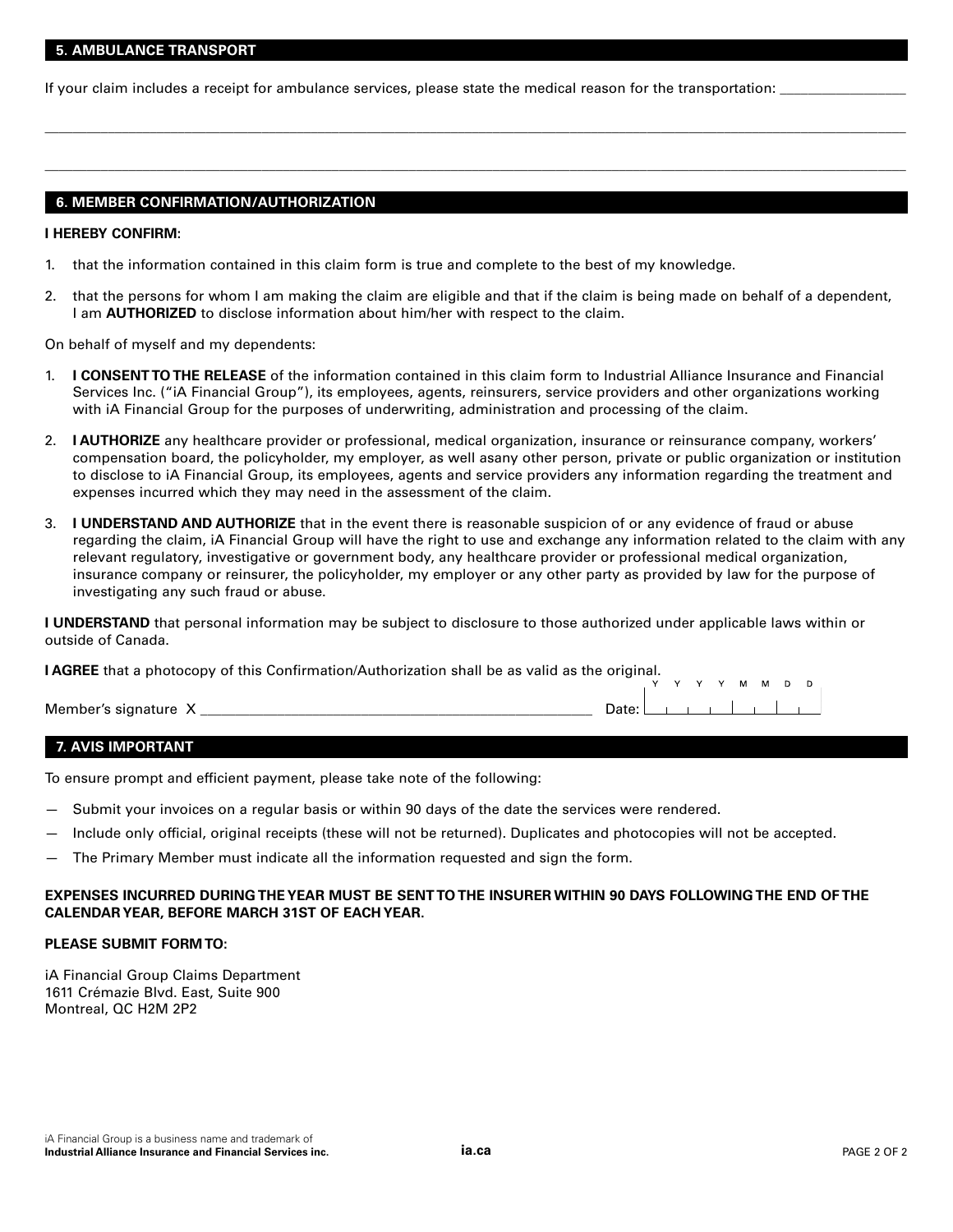## 5. AMBULANCE TRANSPORT

If your claim includes a receipt for ambulance services, please state the medical reason for the transportation: ________________

______________________________________________________________________________________________

______________________________________________________________________________________________

## 6. MEMBER CONFIRMATION/AUTHORIZATION

**I HEREBY CONFIRM:**

1. that the information contained in this claim form is true and complete to the best of my knowledge.
2. that the persons for whom I am making the claim are eligible and that if the claim is being made on behalf of a dependent, I am **AUTHORIZED** to disclose information about him/her with respect to the claim.

On behalf of myself and my dependents:

1. **I CONSENT TO THE RELEASE** of the information contained in this claim form to Industrial Alliance Insurance and Financial Services Inc. ("iA Financial Group"), its employees, agents, reinsurers, service providers and other organizations working with iA Financial Group for the purposes of underwriting, administration and processing of the claim.
2. **I AUTHORIZE** any healthcare provider or professional, medical organization, insurance or reinsurance company, workers' compensation board, the policyholder, my employer, as well asany other person, private or public organization or institution to disclose to iA Financial Group, its employees, agents and service providers any information regarding the treatment and expenses incurred which they may need in the assessment of the claim.
3. **I UNDERSTAND AND AUTHORIZE** that in the event there is reasonable suspicion of or any evidence of fraud or abuse regarding the claim, iA Financial Group will have the right to use and exchange any information related to the claim with any relevant regulatory, investigative or government body, any healthcare provider or professional medical organization, insurance company or reinsurer, the policyholder, my employer or any other party as provided by law for the purpose of investigating any such fraud or abuse.

**I UNDERSTAND** that personal information may be subject to disclosure to those authorized under applicable laws within or outside of Canada.

**I AGREE** that a photocopy of this Confirmation/Authorization shall be as valid as the original.

Member's signature X ____________________________________________ Date: Y Y Y Y M M D D

## 7. AVIS IMPORTANT

To ensure prompt and efficient payment, please take note of the following:

- Submit your invoices on a regular basis or within 90 days of the date the services were rendered.
- Include only official, original receipts (these will not be returned). Duplicates and photocopies will not be accepted.
- The Primary Member must indicate all the information requested and sign the form.

**EXPENSES INCURRED DURING THE YEAR MUST BE SENT TO THE INSURER WITHIN 90 DAYS FOLLOWING THE END OF THE CALENDAR YEAR, BEFORE MARCH 31ST OF EACH YEAR.**

**PLEASE SUBMIT FORM TO:**

iA Financial Group Claims Department
1611 Crémazie Blvd. East, Suite 900
Montreal, QC H2M 2P2

iA Financial Group is a business name and trademark of
**Industrial Alliance Insurance and Financial Services inc.**

**ia.ca**